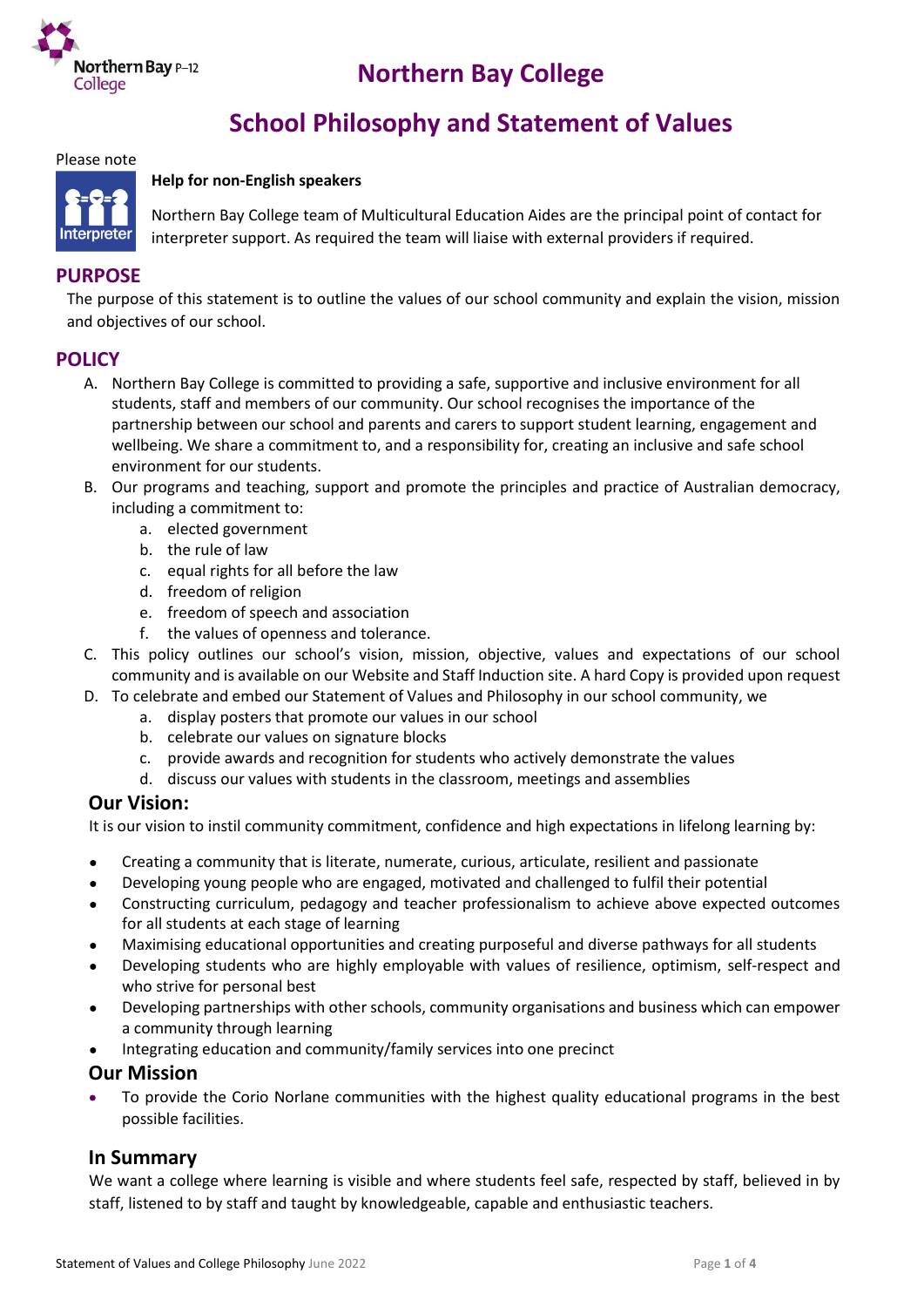# Northern Bay College

# School Philosophy and Statement of Values

Please note

**Help for non-English speakers**

Northern Bay College team of Multicultural Education Aides are the principal point of contact for interpreter support. As required the team will liaise with external providers if required.

## PURPOSE

The purpose of this statement is to outline the values of our school community and explain the vision, mission and objectives of our school.

## POLICY

A. Northern Bay College is committed to providing a safe, supportive and inclusive environment for all students, staff and members of our community. Our school recognises the importance of the partnership between our school and parents and carers to support student learning, engagement and wellbeing. We share a commitment to, and a responsibility for, creating an inclusive and safe school environment for our students.

B. Our programs and teaching, support and promote the principles and practice of Australian democracy, including a commitment to:
   a. elected government
   b. the rule of law
   c. equal rights for all before the law
   d. freedom of religion
   e. freedom of speech and association
   f. the values of openness and tolerance.

C. This policy outlines our school's vision, mission, objective, values and expectations of our school community and is available on our Website and Staff Induction site. A hard Copy is provided upon request

D. To celebrate and embed our Statement of Values and Philosophy in our school community, we
   a. display posters that promote our values in our school
   b. celebrate our values on signature blocks
   c. provide awards and recognition for students who actively demonstrate the values
   d. discuss our values with students in the classroom, meetings and assemblies

### Our Vision:

It is our vision to instil community commitment, confidence and high expectations in lifelong learning by:

- Creating a community that is literate, numerate, curious, articulate, resilient and passionate
- Developing young people who are engaged, motivated and challenged to fulfil their potential
- Constructing curriculum, pedagogy and teacher professionalism to achieve above expected outcomes for all students at each stage of learning
- Maximising educational opportunities and creating purposeful and diverse pathways for all students
- Developing students who are highly employable with values of resilience, optimism, self-respect and who strive for personal best
- Developing partnerships with other schools, community organisations and business which can empower a community through learning
- Integrating education and community/family services into one precinct

### Our Mission

- To provide the Corio Norlane communities with the highest quality educational programs in the best possible facilities.

### In Summary

We want a college where learning is visible and where students feel safe, respected by staff, believed in by staff, listened to by staff and taught by knowledgeable, capable and enthusiastic teachers.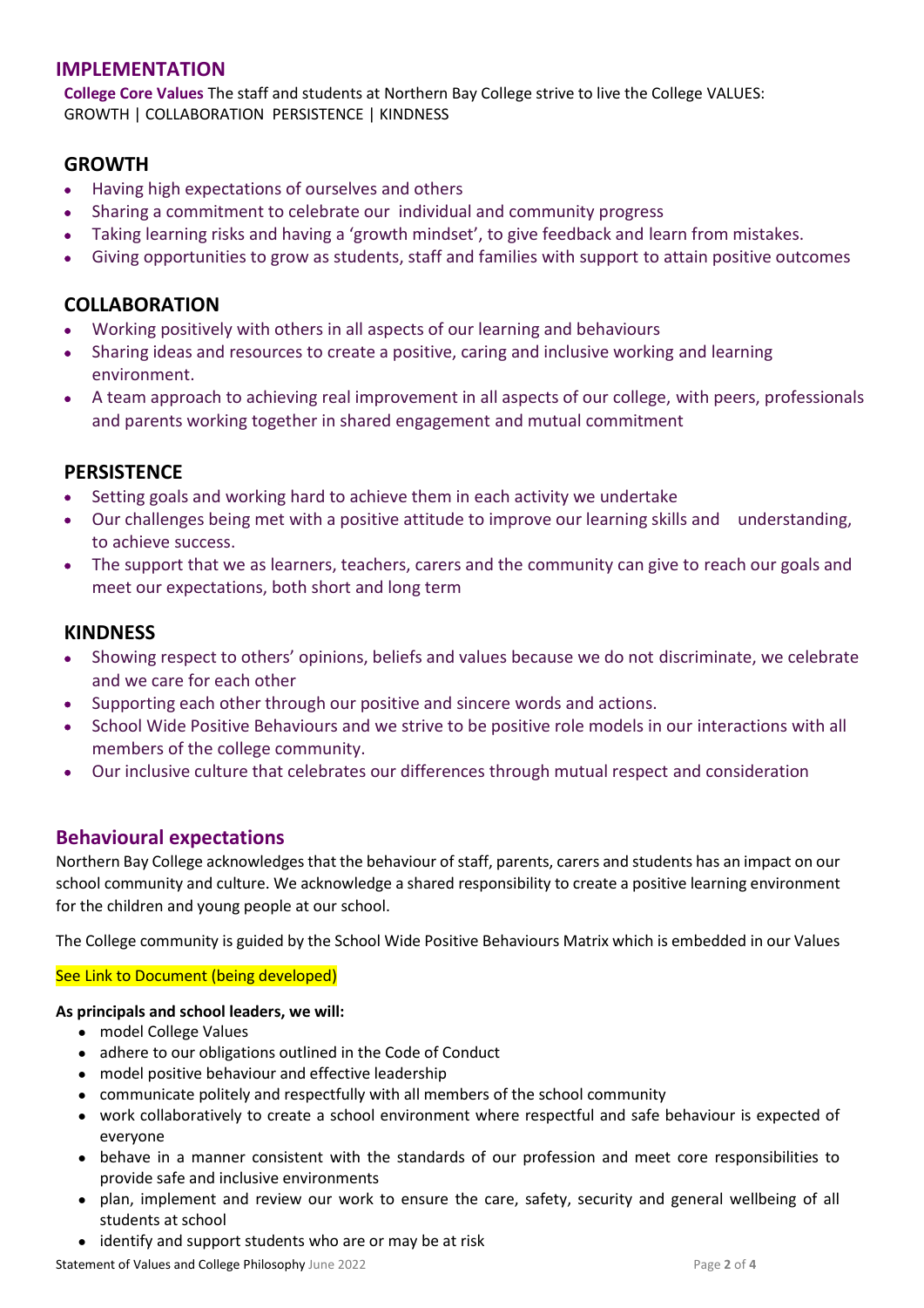## IMPLEMENTATION

**College Core Values** The staff and students at Northern Bay College strive to live the College VALUES:
GROWTH | COLLABORATION PERSISTENCE | KINDNESS

### GROWTH

- Having high expectations of ourselves and others
- Sharing a commitment to celebrate our individual and community progress
- Taking learning risks and having a 'growth mindset', to give feedback and learn from mistakes.
- Giving opportunities to grow as students, staff and families with support to attain positive outcomes

### COLLABORATION

- Working positively with others in all aspects of our learning and behaviours
- Sharing ideas and resources to create a positive, caring and inclusive working and learning environment.
- A team approach to achieving real improvement in all aspects of our college, with peers, professionals and parents working together in shared engagement and mutual commitment

### PERSISTENCE

- Setting goals and working hard to achieve them in each activity we undertake
- Our challenges being met with a positive attitude to improve our learning skills and understanding, to achieve success.
- The support that we as learners, teachers, carers and the community can give to reach our goals and meet our expectations, both short and long term

### KINDNESS

- Showing respect to others' opinions, beliefs and values because we do not discriminate, we celebrate and we care for each other
- Supporting each other through our positive and sincere words and actions.
- School Wide Positive Behaviours and we strive to be positive role models in our interactions with all members of the college community.
- Our inclusive culture that celebrates our differences through mutual respect and consideration

## Behavioural expectations

Northern Bay College acknowledges that the behaviour of staff, parents, carers and students has an impact on our school community and culture. We acknowledge a shared responsibility to create a positive learning environment for the children and young people at our school.

The College community is guided by the School Wide Positive Behaviours Matrix which is embedded in our Values

See Link to Document (being developed)

**As principals and school leaders, we will:**

- model College Values
- adhere to our obligations outlined in the Code of Conduct
- model positive behaviour and effective leadership
- communicate politely and respectfully with all members of the school community
- work collaboratively to create a school environment where respectful and safe behaviour is expected of everyone
- behave in a manner consistent with the standards of our profession and meet core responsibilities to provide safe and inclusive environments
- plan, implement and review our work to ensure the care, safety, security and general wellbeing of all students at school
- identify and support students who are or may be at risk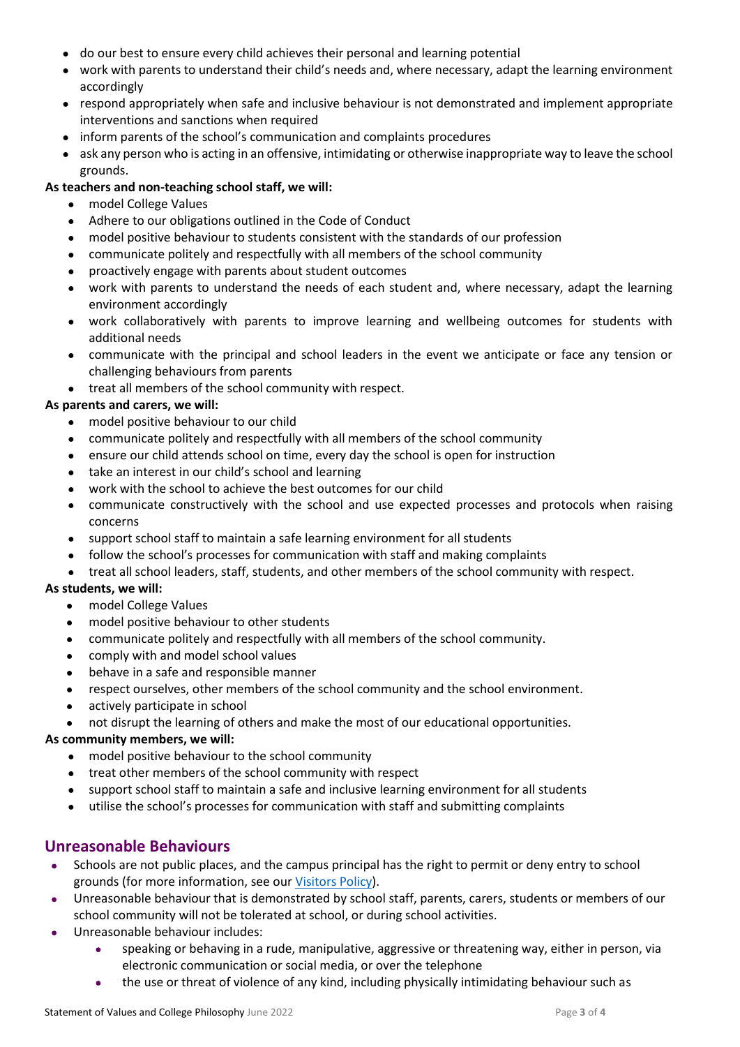- do our best to ensure every child achieves their personal and learning potential
- work with parents to understand their child's needs and, where necessary, adapt the learning environment accordingly
- respond appropriately when safe and inclusive behaviour is not demonstrated and implement appropriate interventions and sanctions when required
- inform parents of the school's communication and complaints procedures
- ask any person who is acting in an offensive, intimidating or otherwise inappropriate way to leave the school grounds.

**As teachers and non-teaching school staff, we will:**

- model College Values
- Adhere to our obligations outlined in the Code of Conduct
- model positive behaviour to students consistent with the standards of our profession
- communicate politely and respectfully with all members of the school community
- proactively engage with parents about student outcomes
- work with parents to understand the needs of each student and, where necessary, adapt the learning environment accordingly
- work collaboratively with parents to improve learning and wellbeing outcomes for students with additional needs
- communicate with the principal and school leaders in the event we anticipate or face any tension or challenging behaviours from parents
- treat all members of the school community with respect.

**As parents and carers, we will:**

- model positive behaviour to our child
- communicate politely and respectfully with all members of the school community
- ensure our child attends school on time, every day the school is open for instruction
- take an interest in our child's school and learning
- work with the school to achieve the best outcomes for our child
- communicate constructively with the school and use expected processes and protocols when raising concerns
- support school staff to maintain a safe learning environment for all students
- follow the school's processes for communication with staff and making complaints
- treat all school leaders, staff, students, and other members of the school community with respect.

**As students, we will:**

- model College Values
- model positive behaviour to other students
- communicate politely and respectfully with all members of the school community.
- comply with and model school values
- behave in a safe and responsible manner
- respect ourselves, other members of the school community and the school environment.
- actively participate in school
- not disrupt the learning of others and make the most of our educational opportunities.

**As community members, we will:**

- model positive behaviour to the school community
- treat other members of the school community with respect
- support school staff to maintain a safe and inclusive learning environment for all students
- utilise the school's processes for communication with staff and submitting complaints

## Unreasonable Behaviours

- Schools are not public places, and the campus principal has the right to permit or deny entry to school grounds (for more information, see our [Visitors Policy]).
- Unreasonable behaviour that is demonstrated by school staff, parents, carers, students or members of our school community will not be tolerated at school, or during school activities.
- Unreasonable behaviour includes:
    - speaking or behaving in a rude, manipulative, aggressive or threatening way, either in person, via electronic communication or social media, or over the telephone
    - the use or threat of violence of any kind, including physically intimidating behaviour such as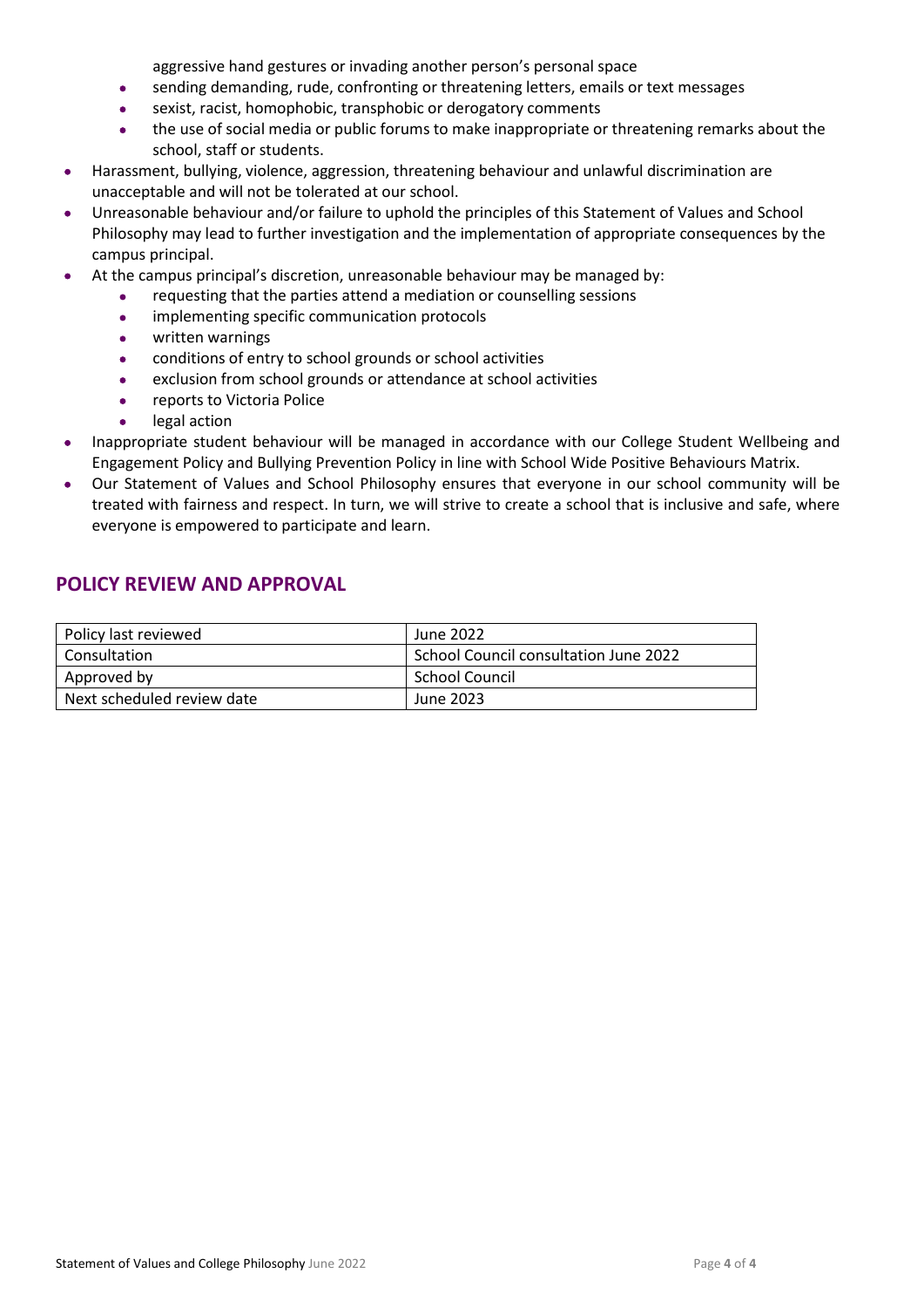aggressive hand gestures or invading another person's personal space
  - sending demanding, rude, confronting or threatening letters, emails or text messages
  - sexist, racist, homophobic, transphobic or derogatory comments
  - the use of social media or public forums to make inappropriate or threatening remarks about the school, staff or students.
- Harassment, bullying, violence, aggression, threatening behaviour and unlawful discrimination are unacceptable and will not be tolerated at our school.
- Unreasonable behaviour and/or failure to uphold the principles of this Statement of Values and School Philosophy may lead to further investigation and the implementation of appropriate consequences by the campus principal.
- At the campus principal's discretion, unreasonable behaviour may be managed by:
  - requesting that the parties attend a mediation or counselling sessions
  - implementing specific communication protocols
  - written warnings
  - conditions of entry to school grounds or school activities
  - exclusion from school grounds or attendance at school activities
  - reports to Victoria Police
  - legal action
- Inappropriate student behaviour will be managed in accordance with our College Student Wellbeing and Engagement Policy and Bullying Prevention Policy in line with School Wide Positive Behaviours Matrix.
- Our Statement of Values and School Philosophy ensures that everyone in our school community will be treated with fairness and respect. In turn, we will strive to create a school that is inclusive and safe, where everyone is empowered to participate and learn.

## POLICY REVIEW AND APPROVAL

| | |
|---|---|
| Policy last reviewed | June 2022 |
| Consultation | School Council consultation June 2022 |
| Approved by | School Council |
| Next scheduled review date | June 2023 |